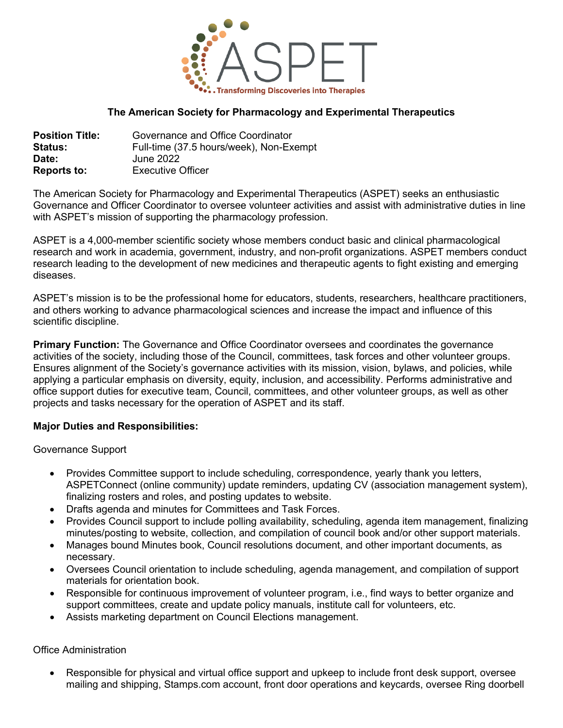ASPET

Transforming Discoveries into Therapies

**The American Society for Pharmacology and Experimental Therapeutics**

**Position Title:** Governance and Office Coordinator
**Status:** Full-time (37.5 hours/week), Non-Exempt
**Date:** June 2022
**Reports to:** Executive Officer

The American Society for Pharmacology and Experimental Therapeutics (ASPET) seeks an enthusiastic Governance and Officer Coordinator to oversee volunteer activities and assist with administrative duties in line with ASPET's mission of supporting the pharmacology profession.

ASPET is a 4,000-member scientific society whose members conduct basic and clinical pharmacological research and work in academia, government, industry, and non-profit organizations. ASPET members conduct research leading to the development of new medicines and therapeutic agents to fight existing and emerging diseases.

ASPET's mission is to be the professional home for educators, students, researchers, healthcare practitioners, and others working to advance pharmacological sciences and increase the impact and influence of this scientific discipline.

**Primary Function:** The Governance and Office Coordinator oversees and coordinates the governance activities of the society, including those of the Council, committees, task forces and other volunteer groups. Ensures alignment of the Society's governance activities with its mission, vision, bylaws, and policies, while applying a particular emphasis on diversity, equity, inclusion, and accessibility. Performs administrative and office support duties for executive team, Council, committees, and other volunteer groups, as well as other projects and tasks necessary for the operation of ASPET and its staff.

**Major Duties and Responsibilities:**

Governance Support

- Provides Committee support to include scheduling, correspondence, yearly thank you letters, ASPETConnect (online community) update reminders, updating CV (association management system), finalizing rosters and roles, and posting updates to website.
- Drafts agenda and minutes for Committees and Task Forces.
- Provides Council support to include polling availability, scheduling, agenda item management, finalizing minutes/posting to website, collection, and compilation of council book and/or other support materials.
- Manages bound Minutes book, Council resolutions document, and other important documents, as necessary.
- Oversees Council orientation to include scheduling, agenda management, and compilation of support materials for orientation book.
- Responsible for continuous improvement of volunteer program, i.e., find ways to better organize and support committees, create and update policy manuals, institute call for volunteers, etc.
- Assists marketing department on Council Elections management.

Office Administration

- Responsible for physical and virtual office support and upkeep to include front desk support, oversee mailing and shipping, Stamps.com account, front door operations and keycards, oversee Ring doorbell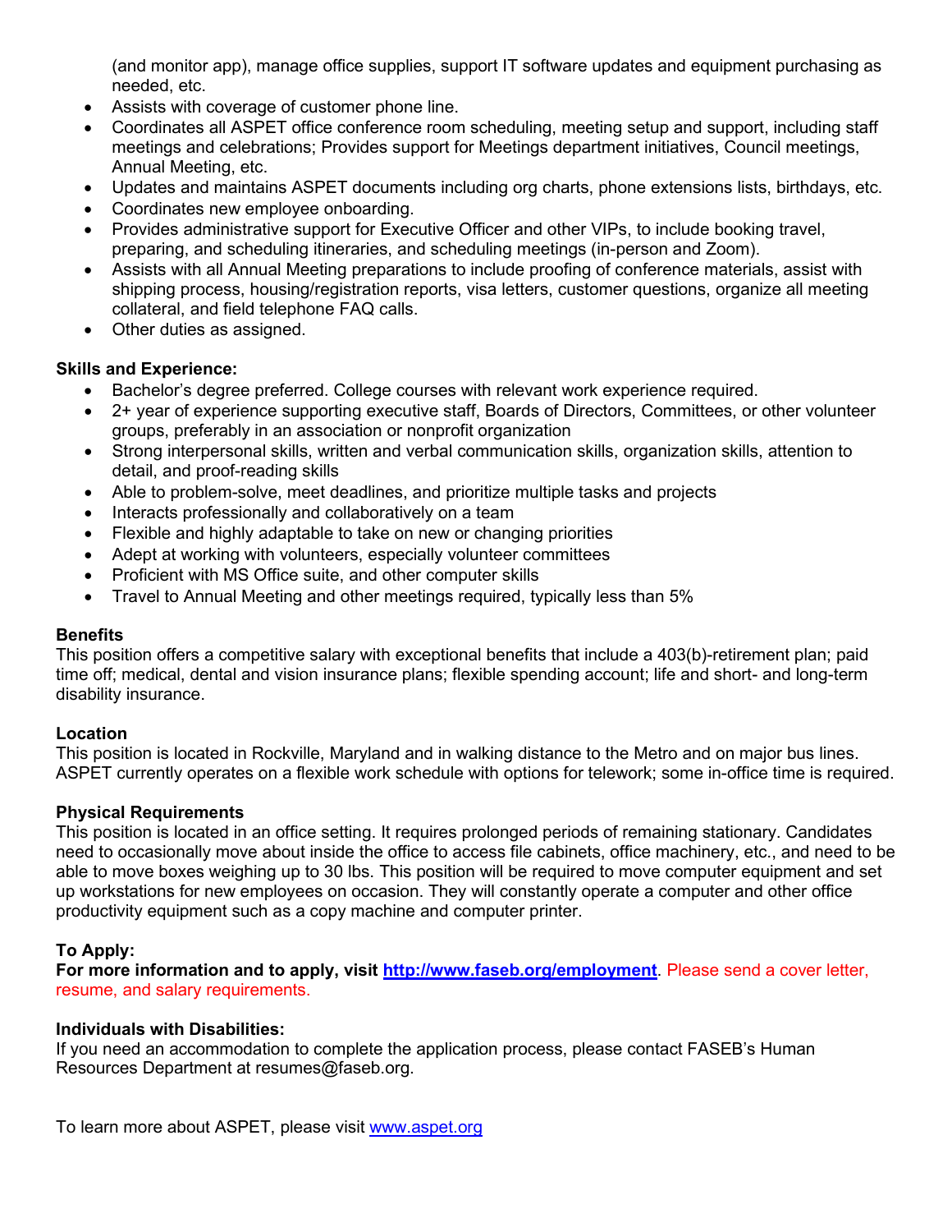(and monitor app), manage office supplies, support IT software updates and equipment purchasing as needed, etc.

- Assists with coverage of customer phone line.
- Coordinates all ASPET office conference room scheduling, meeting setup and support, including staff meetings and celebrations; Provides support for Meetings department initiatives, Council meetings, Annual Meeting, etc.
- Updates and maintains ASPET documents including org charts, phone extensions lists, birthdays, etc.
- Coordinates new employee onboarding.
- Provides administrative support for Executive Officer and other VIPs, to include booking travel, preparing, and scheduling itineraries, and scheduling meetings (in-person and Zoom).
- Assists with all Annual Meeting preparations to include proofing of conference materials, assist with shipping process, housing/registration reports, visa letters, customer questions, organize all meeting collateral, and field telephone FAQ calls.
- Other duties as assigned.

**Skills and Experience:**

- Bachelor's degree preferred. College courses with relevant work experience required.
- 2+ year of experience supporting executive staff, Boards of Directors, Committees, or other volunteer groups, preferably in an association or nonprofit organization
- Strong interpersonal skills, written and verbal communication skills, organization skills, attention to detail, and proof-reading skills
- Able to problem-solve, meet deadlines, and prioritize multiple tasks and projects
- Interacts professionally and collaboratively on a team
- Flexible and highly adaptable to take on new or changing priorities
- Adept at working with volunteers, especially volunteer committees
- Proficient with MS Office suite, and other computer skills
- Travel to Annual Meeting and other meetings required, typically less than 5%

**Benefits**

This position offers a competitive salary with exceptional benefits that include a 403(b)-retirement plan; paid time off; medical, dental and vision insurance plans; flexible spending account; life and short- and long-term disability insurance.

**Location**

This position is located in Rockville, Maryland and in walking distance to the Metro and on major bus lines. ASPET currently operates on a flexible work schedule with options for telework; some in-office time is required.

**Physical Requirements**

This position is located in an office setting. It requires prolonged periods of remaining stationary. Candidates need to occasionally move about inside the office to access file cabinets, office machinery, etc., and need to be able to move boxes weighing up to 30 lbs. This position will be required to move computer equipment and set up workstations for new employees on occasion. They will constantly operate a computer and other office productivity equipment such as a copy machine and computer printer.

**To Apply:**

**For more information and to apply, visit [http://www.faseb.org/employment](http://www.faseb.org/employment).** Please send a cover letter, resume, and salary requirements.

**Individuals with Disabilities:**

If you need an accommodation to complete the application process, please contact FASEB's Human Resources Department at resumes@faseb.org.

To learn more about ASPET, please visit [www.aspet.org](http://www.aspet.org)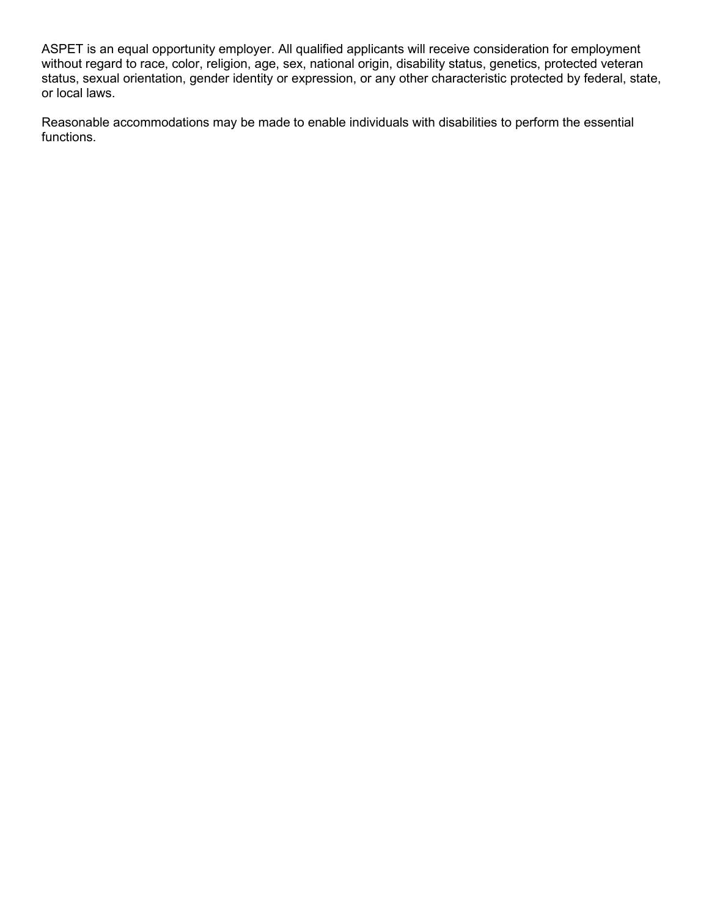ASPET is an equal opportunity employer. All qualified applicants will receive consideration for employment without regard to race, color, religion, age, sex, national origin, disability status, genetics, protected veteran status, sexual orientation, gender identity or expression, or any other characteristic protected by federal, state, or local laws.

Reasonable accommodations may be made to enable individuals with disabilities to perform the essential functions.